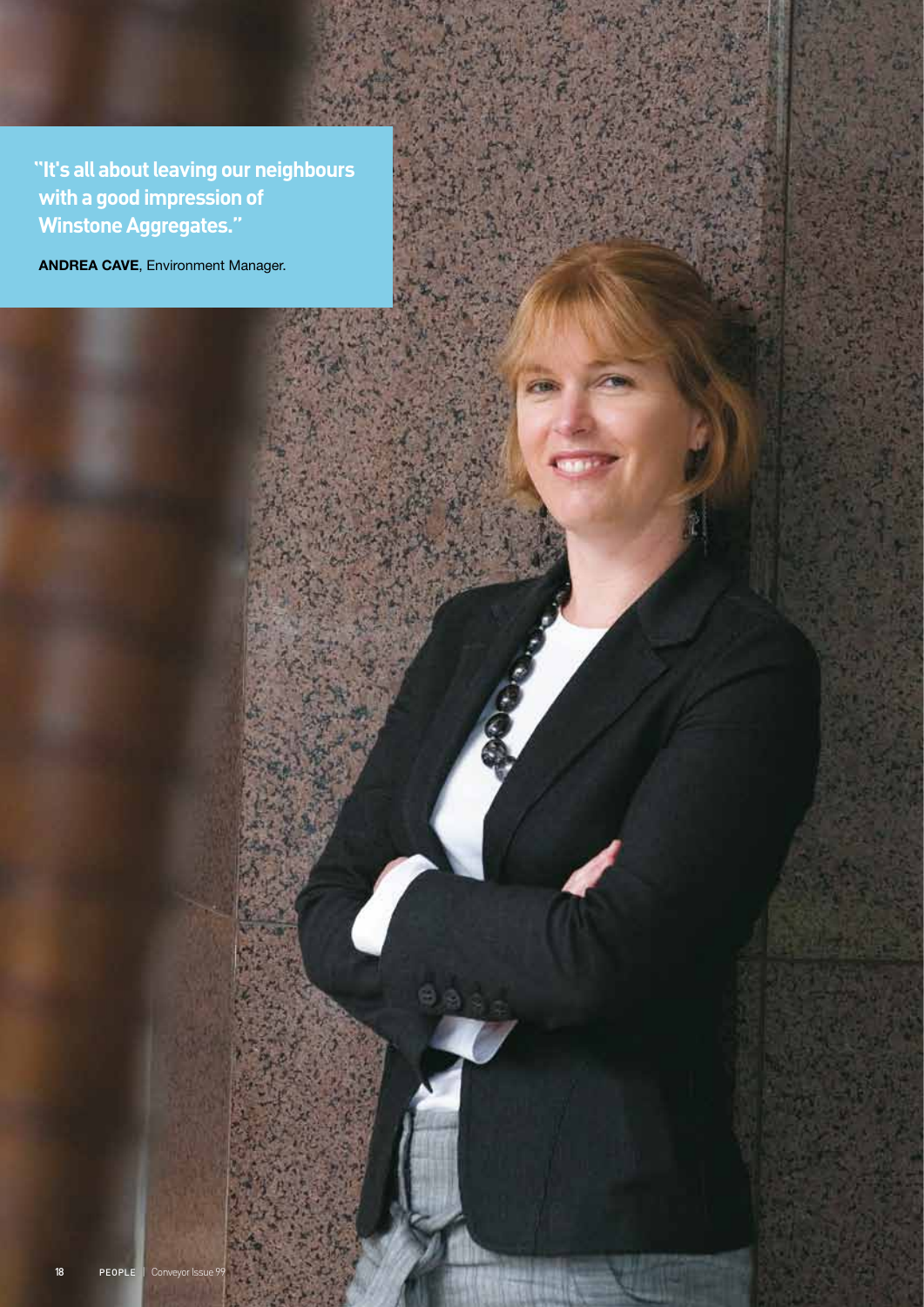**"It's all about leaving our neighbours with a good impression of Winstone Aggregates."**

**ANDREA CAVE**, Environment Manager.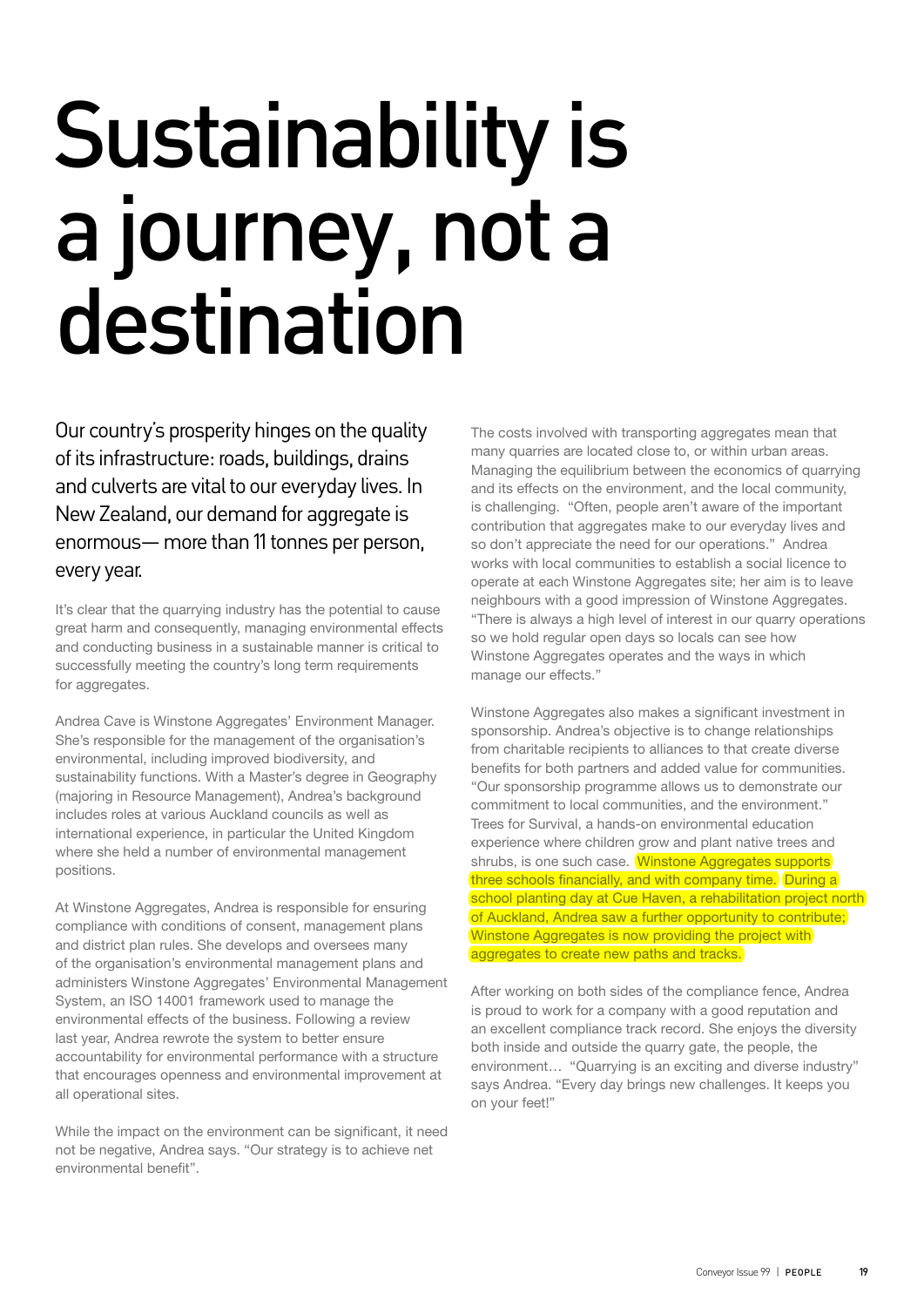# Sustainability is a journey, not a destination

Our country's prosperity hinges on the quality of its infrastructure: roads, buildings, drains and culverts are vital to our everyday lives. In New Zealand, our demand for aggregate is enormous— more than 11 tonnes per person, every year.

It's clear that the quarrying industry has the potential to cause great harm and consequently, managing environmental effects and conducting business in a sustainable manner is critical to successfully meeting the country's long term requirements for aggregates.

Andrea Cave is Winstone Aggregates' Environment Manager. She's responsible for the management of the organisation's environmental, including improved biodiversity, and sustainability functions. With a Master's degree in Geography (majoring in Resource Management), Andrea's background includes roles at various Auckland councils as well as international experience, in particular the United Kingdom where she held a number of environmental management positions.

At Winstone Aggregates, Andrea is responsible for ensuring compliance with conditions of consent, management plans and district plan rules. She develops and oversees many of the organisation's environmental management plans and administers Winstone Aggregates' Environmental Management System, an ISO 14001 framework used to manage the environmental effects of the business. Following a review last year, Andrea rewrote the system to better ensure accountability for environmental performance with a structure that encourages openness and environmental improvement at all operational sites.

While the impact on the environment can be significant, it need not be negative, Andrea says. "Our strategy is to achieve net environmental benefit".

The costs involved with transporting aggregates mean that many quarries are located close to, or within urban areas. Managing the equilibrium between the economics of quarrying and its effects on the environment, and the local community, is challenging. "Often, people aren't aware of the important contribution that aggregates make to our everyday lives and so don't appreciate the need for our operations." Andrea works with local communities to establish a social licence to operate at each Winstone Aggregates site; her aim is to leave neighbours with a good impression of Winstone Aggregates. "There is always a high level of interest in our quarry operations so we hold regular open days so locals can see how Winstone Aggregates operates and the ways in which manage our effects."

Winstone Aggregates also makes a significant investment in sponsorship. Andrea's objective is to change relationships from charitable recipients to alliances to that create diverse benefits for both partners and added value for communities. "Our sponsorship programme allows us to demonstrate our commitment to local communities, and the environment." Trees for Survival, a hands-on environmental education experience where children grow and plant native trees and shrubs, is one such case. Winstone Aggregates supports three schools financially, and with company time. During a school planting day at Cue Haven, a rehabilitation project north of Auckland, Andrea saw a further opportunity to contribute; Winstone Aggregates is now providing the project with aggregates to create new paths and tracks.

After working on both sides of the compliance fence, Andrea is proud to work for a company with a good reputation and an excellent compliance track record. She enjoys the diversity both inside and outside the quarry gate, the people, the environment… "Quarrying is an exciting and diverse industry" says Andrea. "Every day brings new challenges. It keeps you on your feet!"